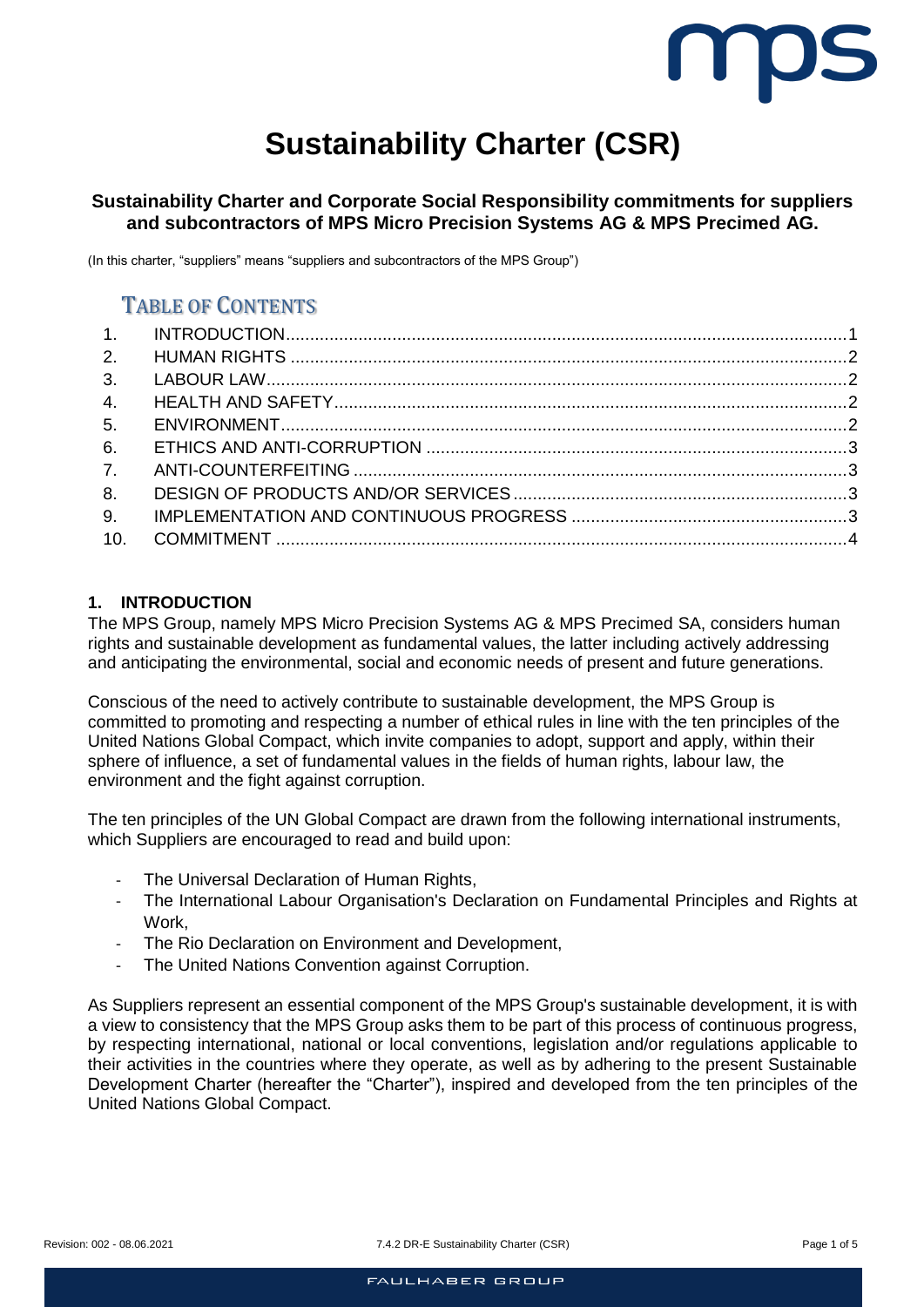# Sustainability Charter (CSR)

**Sustainability Charter and Corporate Social Responsibility commitments for suppliers and subcontractors of MPS Micro Precision Systems AG & MPS Precimed AG.**

(In this charter, "suppliers" means "suppliers and subcontractors of the MPS Group")

## TABLE OF CONTENTS

1. INTRODUCTION .......... 1
2. HUMAN RIGHTS .......... 2
3. LABOUR LAW .......... 2
4. HEALTH AND SAFETY .......... 2
5. ENVIRONMENT .......... 2
6. ETHICS AND ANTI-CORRUPTION .......... 3
7. ANTI-COUNTERFEITING .......... 3
8. DESIGN OF PRODUCTS AND/OR SERVICES .......... 3
9. IMPLEMENTATION AND CONTINUOUS PROGRESS .......... 3
10. COMMITMENT .......... 4

## 1. INTRODUCTION

The MPS Group, namely MPS Micro Precision Systems AG & MPS Precimed SA, considers human rights and sustainable development as fundamental values, the latter including actively addressing and anticipating the environmental, social and economic needs of present and future generations.

Conscious of the need to actively contribute to sustainable development, the MPS Group is committed to promoting and respecting a number of ethical rules in line with the ten principles of the United Nations Global Compact, which invite companies to adopt, support and apply, within their sphere of influence, a set of fundamental values in the fields of human rights, labour law, the environment and the fight against corruption.

The ten principles of the UN Global Compact are drawn from the following international instruments, which Suppliers are encouraged to read and build upon:

- The Universal Declaration of Human Rights,
- The International Labour Organisation's Declaration on Fundamental Principles and Rights at Work,
- The Rio Declaration on Environment and Development,
- The United Nations Convention against Corruption.

As Suppliers represent an essential component of the MPS Group's sustainable development, it is with a view to consistency that the MPS Group asks them to be part of this process of continuous progress, by respecting international, national or local conventions, legislation and/or regulations applicable to their activities in the countries where they operate, as well as by adhering to the present Sustainable Development Charter (hereafter the "Charter"), inspired and developed from the ten principles of the United Nations Global Compact.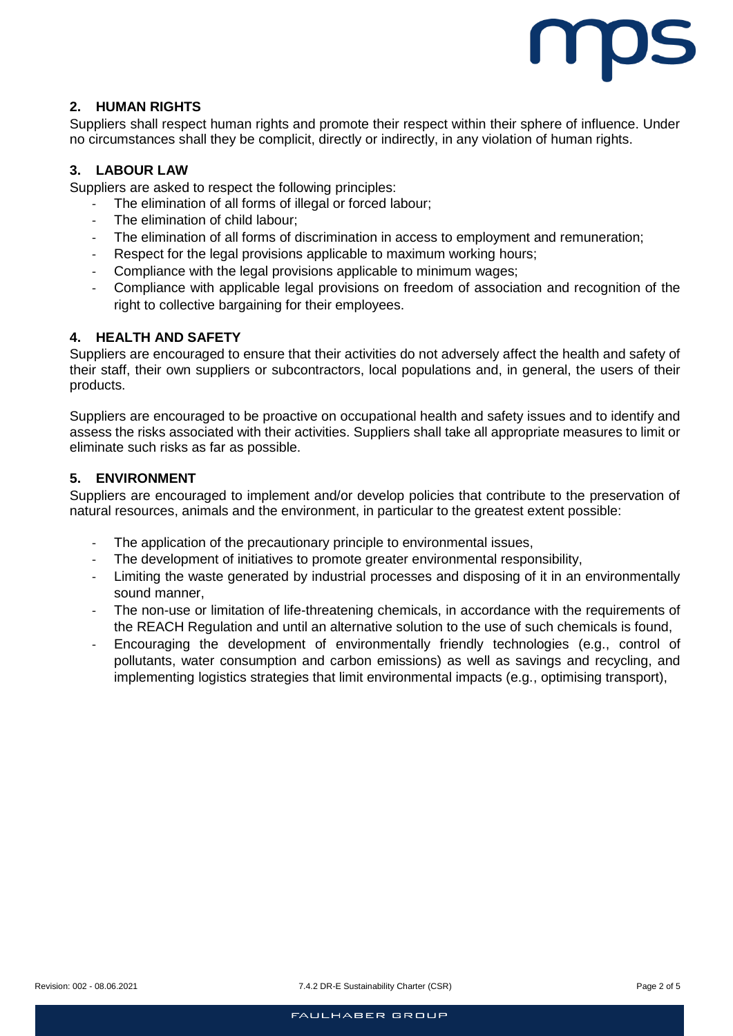## 2. HUMAN RIGHTS

Suppliers shall respect human rights and promote their respect within their sphere of influence. Under no circumstances shall they be complicit, directly or indirectly, in any violation of human rights.

## 3. LABOUR LAW

Suppliers are asked to respect the following principles:

- The elimination of all forms of illegal or forced labour;
- The elimination of child labour;
- The elimination of all forms of discrimination in access to employment and remuneration;
- Respect for the legal provisions applicable to maximum working hours;
- Compliance with the legal provisions applicable to minimum wages;
- Compliance with applicable legal provisions on freedom of association and recognition of the right to collective bargaining for their employees.

## 4. HEALTH AND SAFETY

Suppliers are encouraged to ensure that their activities do not adversely affect the health and safety of their staff, their own suppliers or subcontractors, local populations and, in general, the users of their products.

Suppliers are encouraged to be proactive on occupational health and safety issues and to identify and assess the risks associated with their activities. Suppliers shall take all appropriate measures to limit or eliminate such risks as far as possible.

## 5. ENVIRONMENT

Suppliers are encouraged to implement and/or develop policies that contribute to the preservation of natural resources, animals and the environment, in particular to the greatest extent possible:

- The application of the precautionary principle to environmental issues,
- The development of initiatives to promote greater environmental responsibility,
- Limiting the waste generated by industrial processes and disposing of it in an environmentally sound manner,
- The non-use or limitation of life-threatening chemicals, in accordance with the requirements of the REACH Regulation and until an alternative solution to the use of such chemicals is found,
- Encouraging the development of environmentally friendly technologies (e.g., control of pollutants, water consumption and carbon emissions) as well as savings and recycling, and implementing logistics strategies that limit environmental impacts (e.g., optimising transport),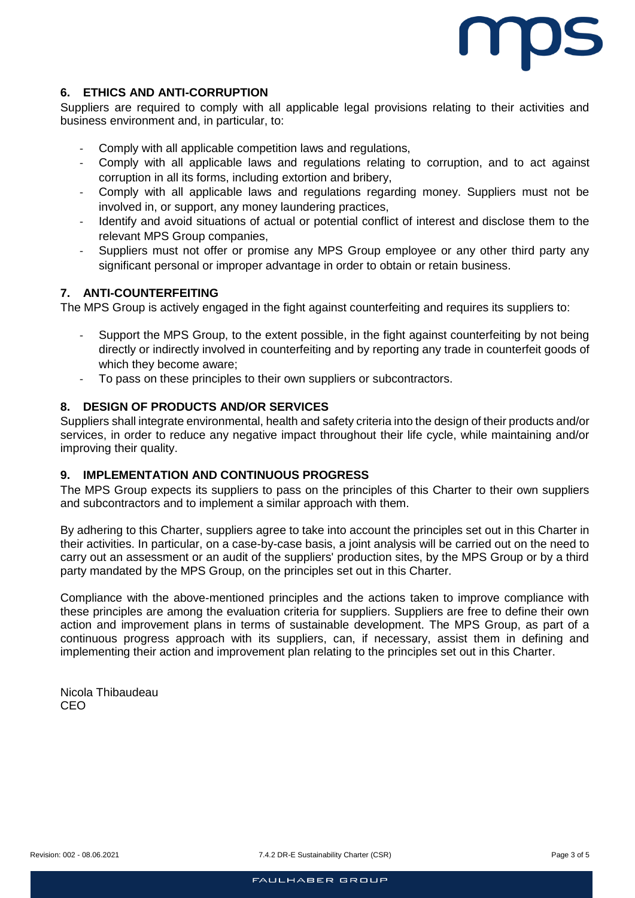## 6. ETHICS AND ANTI-CORRUPTION

Suppliers are required to comply with all applicable legal provisions relating to their activities and business environment and, in particular, to:

- Comply with all applicable competition laws and regulations,
- Comply with all applicable laws and regulations relating to corruption, and to act against corruption in all its forms, including extortion and bribery,
- Comply with all applicable laws and regulations regarding money. Suppliers must not be involved in, or support, any money laundering practices,
- Identify and avoid situations of actual or potential conflict of interest and disclose them to the relevant MPS Group companies,
- Suppliers must not offer or promise any MPS Group employee or any other third party any significant personal or improper advantage in order to obtain or retain business.

## 7. ANTI-COUNTERFEITING

The MPS Group is actively engaged in the fight against counterfeiting and requires its suppliers to:

- Support the MPS Group, to the extent possible, in the fight against counterfeiting by not being directly or indirectly involved in counterfeiting and by reporting any trade in counterfeit goods of which they become aware;
- To pass on these principles to their own suppliers or subcontractors.

## 8. DESIGN OF PRODUCTS AND/OR SERVICES

Suppliers shall integrate environmental, health and safety criteria into the design of their products and/or services, in order to reduce any negative impact throughout their life cycle, while maintaining and/or improving their quality.

## 9. IMPLEMENTATION AND CONTINUOUS PROGRESS

The MPS Group expects its suppliers to pass on the principles of this Charter to their own suppliers and subcontractors and to implement a similar approach with them.

By adhering to this Charter, suppliers agree to take into account the principles set out in this Charter in their activities. In particular, on a case-by-case basis, a joint analysis will be carried out on the need to carry out an assessment or an audit of the suppliers' production sites, by the MPS Group or by a third party mandated by the MPS Group, on the principles set out in this Charter.

Compliance with the above-mentioned principles and the actions taken to improve compliance with these principles are among the evaluation criteria for suppliers. Suppliers are free to define their own action and improvement plans in terms of sustainable development. The MPS Group, as part of a continuous progress approach with its suppliers, can, if necessary, assist them in defining and implementing their action and improvement plan relating to the principles set out in this Charter.

Nicola Thibaudeau
CEO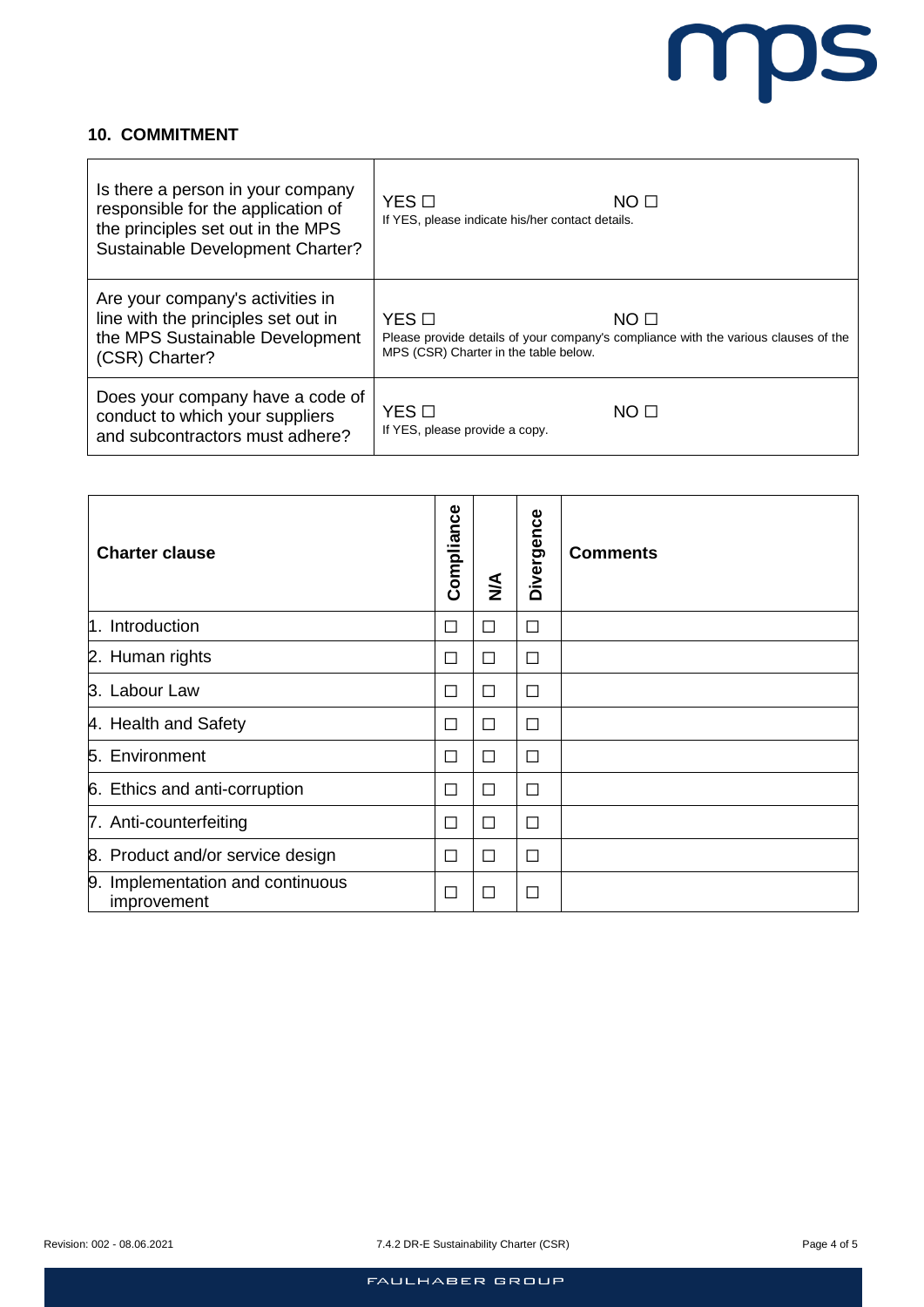## 10. COMMITMENT

| | |
|---|---|
| Is there a person in your company responsible for the application of the principles set out in the MPS Sustainable Development Charter? | YES ☐ NO ☐<br>If YES, please indicate his/her contact details. |
| Are your company's activities in line with the principles set out in the MPS Sustainable Development (CSR) Charter? | YES ☐ NO ☐<br>Please provide details of your company's compliance with the various clauses of the MPS (CSR) Charter in the table below. |
| Does your company have a code of conduct to which your suppliers and subcontractors must adhere? | YES ☐ NO ☐<br>If YES, please provide a copy. |

| Charter clause | Compliance | N/A | Divergence | Comments |
|---|---|---|---|---|
| 1. Introduction | ☐ | ☐ | ☐ | |
| 2. Human rights | ☐ | ☐ | ☐ | |
| 3. Labour Law | ☐ | ☐ | ☐ | |
| 4. Health and Safety | ☐ | ☐ | ☐ | |
| 5. Environment | ☐ | ☐ | ☐ | |
| 6. Ethics and anti-corruption | ☐ | ☐ | ☐ | |
| 7. Anti-counterfeiting | ☐ | ☐ | ☐ | |
| 8. Product and/or service design | ☐ | ☐ | ☐ | |
| 9. Implementation and continuous improvement | ☐ | ☐ | ☐ | |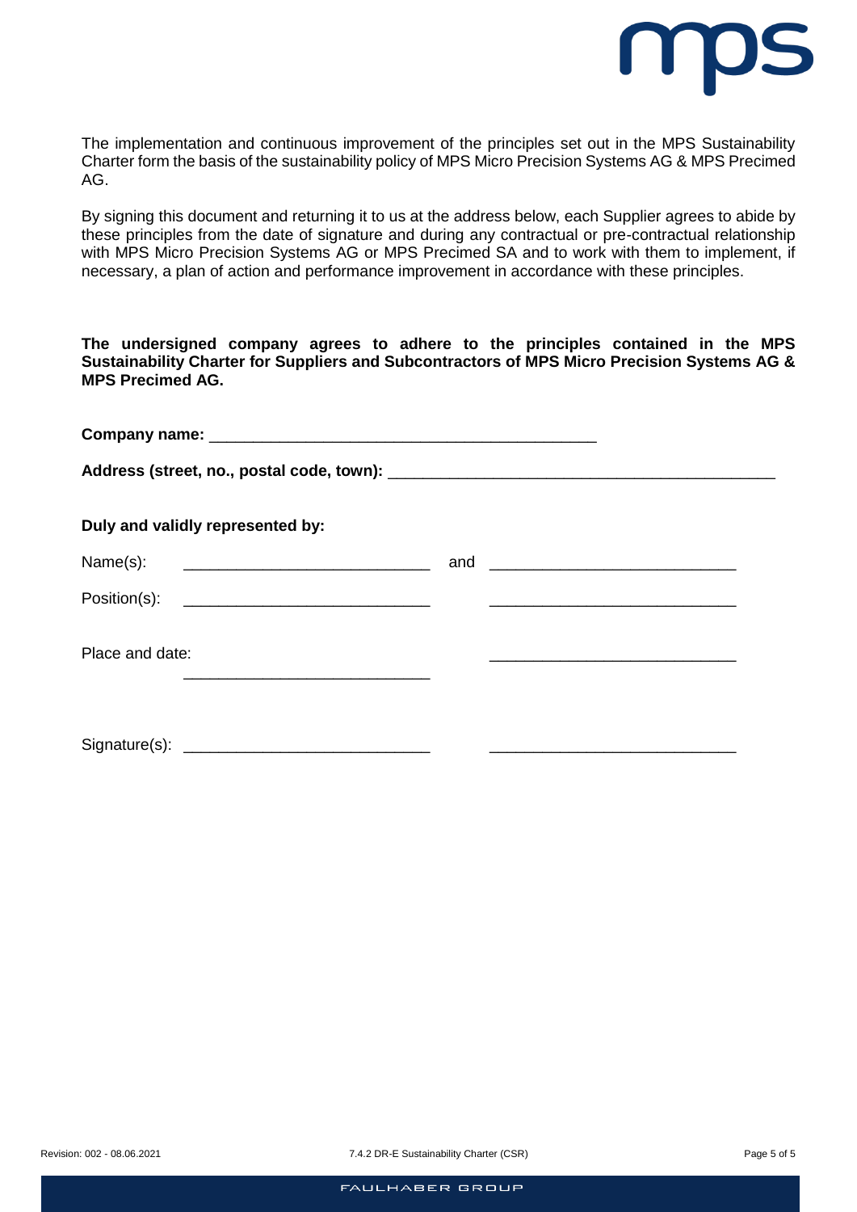The implementation and continuous improvement of the principles set out in the MPS Sustainability Charter form the basis of the sustainability policy of MPS Micro Precision Systems AG & MPS Precimed AG.

By signing this document and returning it to us at the address below, each Supplier agrees to abide by these principles from the date of signature and during any contractual or pre-contractual relationship with MPS Micro Precision Systems AG or MPS Precimed SA and to work with them to implement, if necessary, a plan of action and performance improvement in accordance with these principles.

**The undersigned company agrees to adhere to the principles contained in the MPS Sustainability Charter for Suppliers and Subcontractors of MPS Micro Precision Systems AG & MPS Precimed AG.**

**Company name:** ____________________________________________

**Address (street, no., postal code, town):** ____________________________________________

**Duly and validly represented by:**

Name(s): ____________________________ and ____________________________

Position(s): ____________________________ ____________________________

Place and date: ____________________________ ____________________________

Signature(s): ____________________________ ____________________________

Revision: 002 - 08.06.2021 7.4.2 DR-E Sustainability Charter (CSR)